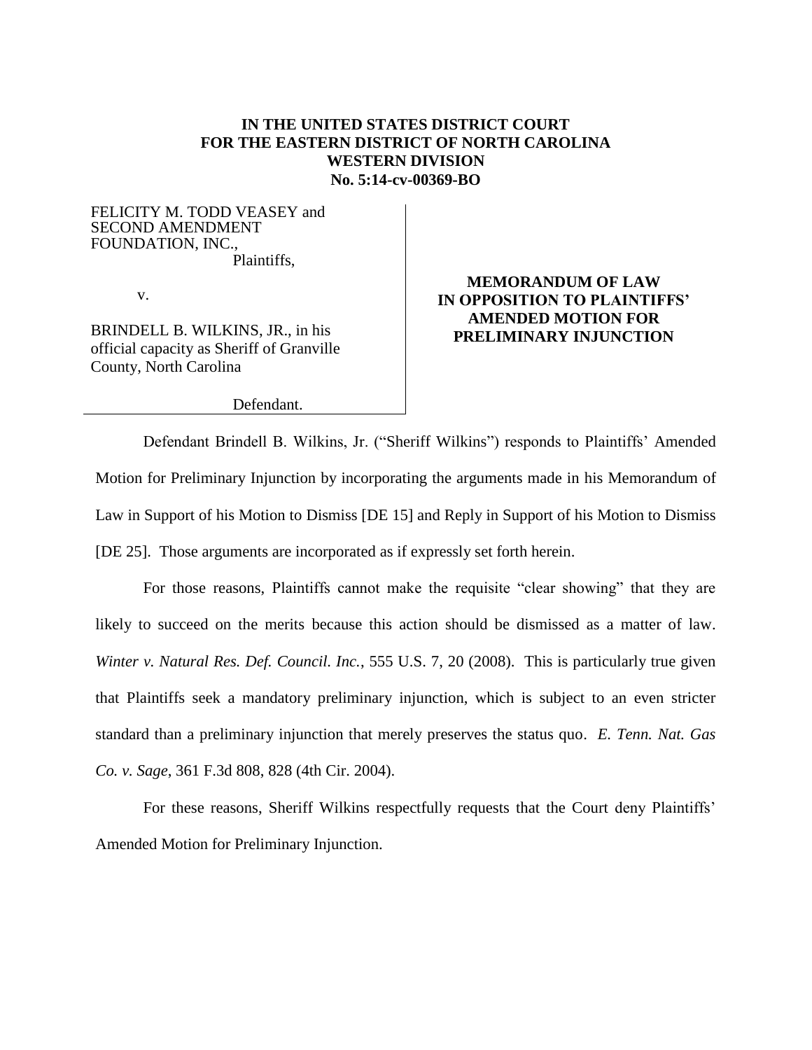**IN THE UNITED STATES DISTRICT COURT**
**FOR THE EASTERN DISTRICT OF NORTH CAROLINA**
**WESTERN DIVISION**
**No. 5:14-cv-00369-BO**

FELICITY M. TODD VEASEY and SECOND AMENDMENT FOUNDATION, INC.,
Plaintiffs,

v.

BRINDELL B. WILKINS, JR., in his official capacity as Sheriff of Granville County, North Carolina

Defendant.

**MEMORANDUM OF LAW IN OPPOSITION TO PLAINTIFFS' AMENDED MOTION FOR PRELIMINARY INJUNCTION**

Defendant Brindell B. Wilkins, Jr. ("Sheriff Wilkins") responds to Plaintiffs' Amended Motion for Preliminary Injunction by incorporating the arguments made in his Memorandum of Law in Support of his Motion to Dismiss [DE 15] and Reply in Support of his Motion to Dismiss [DE 25]. Those arguments are incorporated as if expressly set forth herein.

For those reasons, Plaintiffs cannot make the requisite "clear showing" that they are likely to succeed on the merits because this action should be dismissed as a matter of law. *Winter v. Natural Res. Def. Council. Inc.*, 555 U.S. 7, 20 (2008). This is particularly true given that Plaintiffs seek a mandatory preliminary injunction, which is subject to an even stricter standard than a preliminary injunction that merely preserves the status quo. *E. Tenn. Nat. Gas Co. v. Sage*, 361 F.3d 808, 828 (4th Cir. 2004).

For these reasons, Sheriff Wilkins respectfully requests that the Court deny Plaintiffs' Amended Motion for Preliminary Injunction.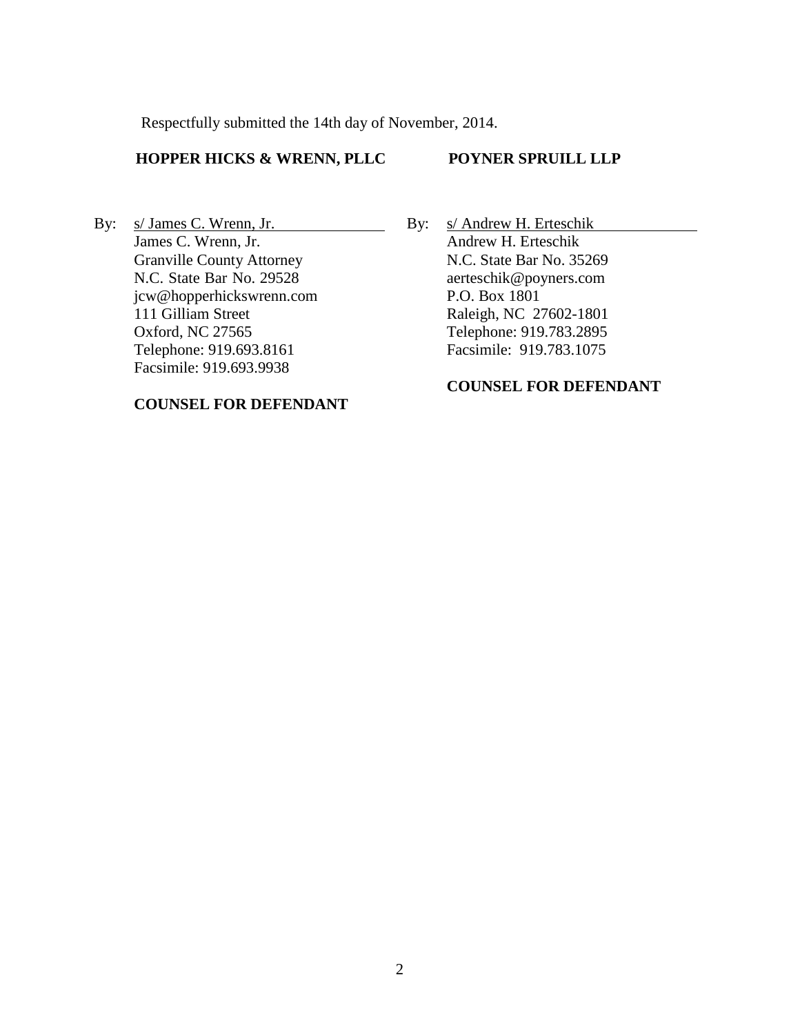Respectfully submitted the 14th day of November, 2014.

**HOPPER HICKS & WRENN, PLLC**

By: s/ James C. Wrenn, Jr.
James C. Wrenn, Jr.
Granville County Attorney
N.C. State Bar No. 29528
jcw@hopperhickswrenn.com
111 Gilliam Street
Oxford, NC 27565
Telephone: 919.693.8161
Facsimile: 919.693.9938

**COUNSEL FOR DEFENDANT**

**POYNER SPRUILL LLP**

By: s/ Andrew H. Erteschik
Andrew H. Erteschik
N.C. State Bar No. 35269
aerteschik@poyners.com
P.O. Box 1801
Raleigh, NC 27602-1801
Telephone: 919.783.2895
Facsimile: 919.783.1075

**COUNSEL FOR DEFENDANT**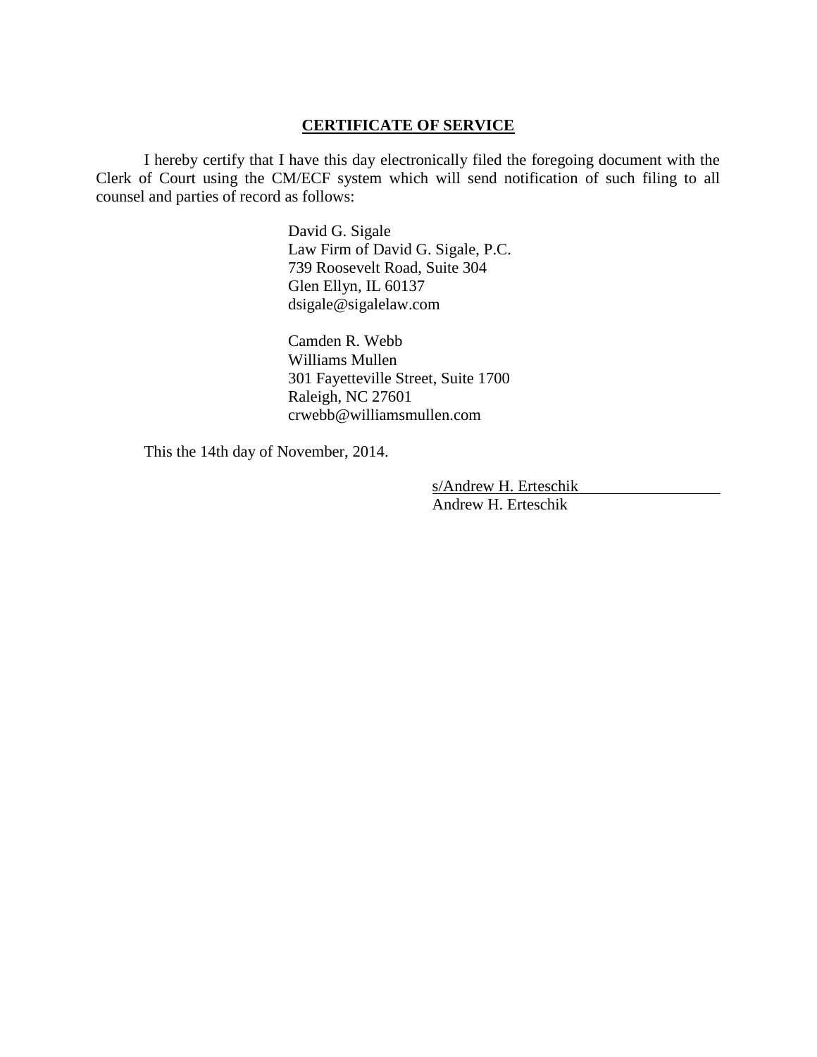## CERTIFICATE OF SERVICE

I hereby certify that I have this day electronically filed the foregoing document with the Clerk of Court using the CM/ECF system which will send notification of such filing to all counsel and parties of record as follows:

David G. Sigale
Law Firm of David G. Sigale, P.C.
739 Roosevelt Road, Suite 304
Glen Ellyn, IL 60137
dsigale@sigalelaw.com

Camden R. Webb
Williams Mullen
301 Fayetteville Street, Suite 1700
Raleigh, NC 27601
crwebb@williamsmullen.com

This the 14th day of November, 2014.

s/Andrew H. Erteschik
Andrew H. Erteschik